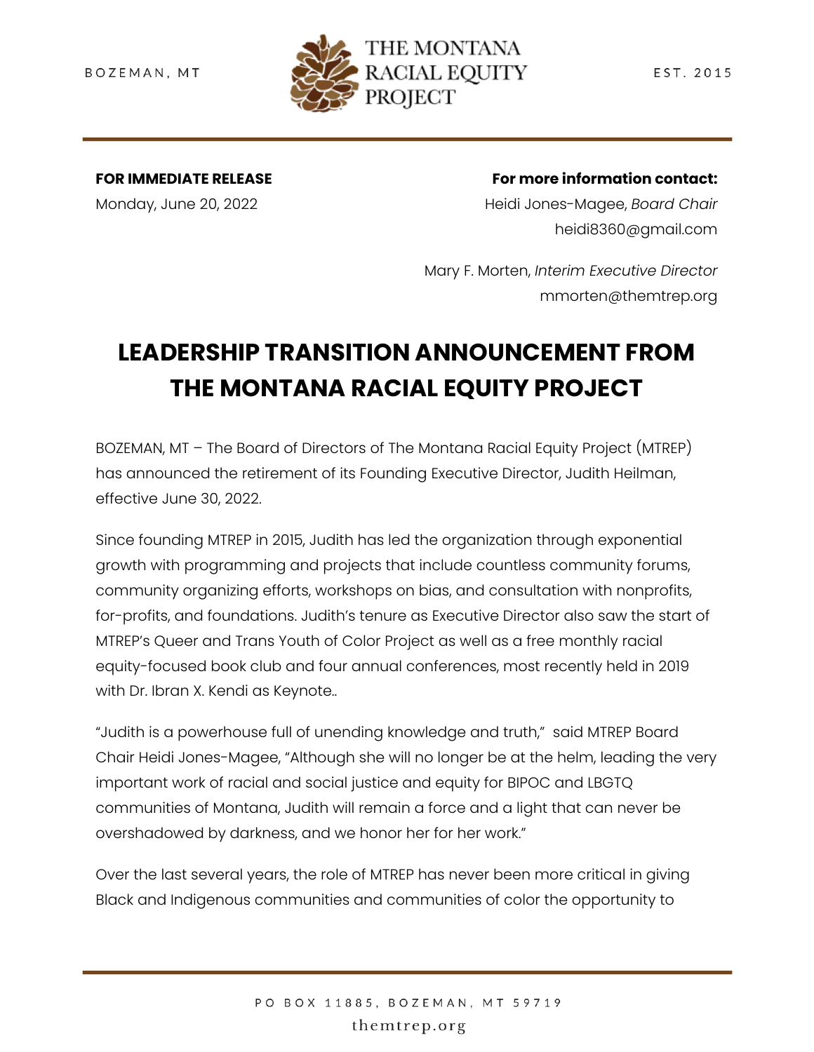BOZEMAN, MT

THE MONTANA RACIAL EQUITY PROJECT

EST. 2015

**FOR IMMEDIATE RELEASE**
Monday, June 20, 2022

**For more information contact:**
Heidi Jones-Magee, *Board Chair*
heidi8360@gmail.com

Mary F. Morten, *Interim Executive Director*
mmorten@themtrep.org

# LEADERSHIP TRANSITION ANNOUNCEMENT FROM THE MONTANA RACIAL EQUITY PROJECT

BOZEMAN, MT – The Board of Directors of The Montana Racial Equity Project (MTREP) has announced the retirement of its Founding Executive Director, Judith Heilman, effective June 30, 2022.

Since founding MTREP in 2015, Judith has led the organization through exponential growth with programming and projects that include countless community forums, community organizing efforts, workshops on bias, and consultation with nonprofits, for-profits, and foundations. Judith's tenure as Executive Director also saw the start of MTREP's Queer and Trans Youth of Color Project as well as a free monthly racial equity-focused book club and four annual conferences, most recently held in 2019 with Dr. Ibran X. Kendi as Keynote..

"Judith is a powerhouse full of unending knowledge and truth," said MTREP Board Chair Heidi Jones-Magee, "Although she will no longer be at the helm, leading the very important work of racial and social justice and equity for BIPOC and LBGTQ communities of Montana, Judith will remain a force and a light that can never be overshadowed by darkness, and we honor her for her work."

Over the last several years, the role of MTREP has never been more critical in giving Black and Indigenous communities and communities of color the opportunity to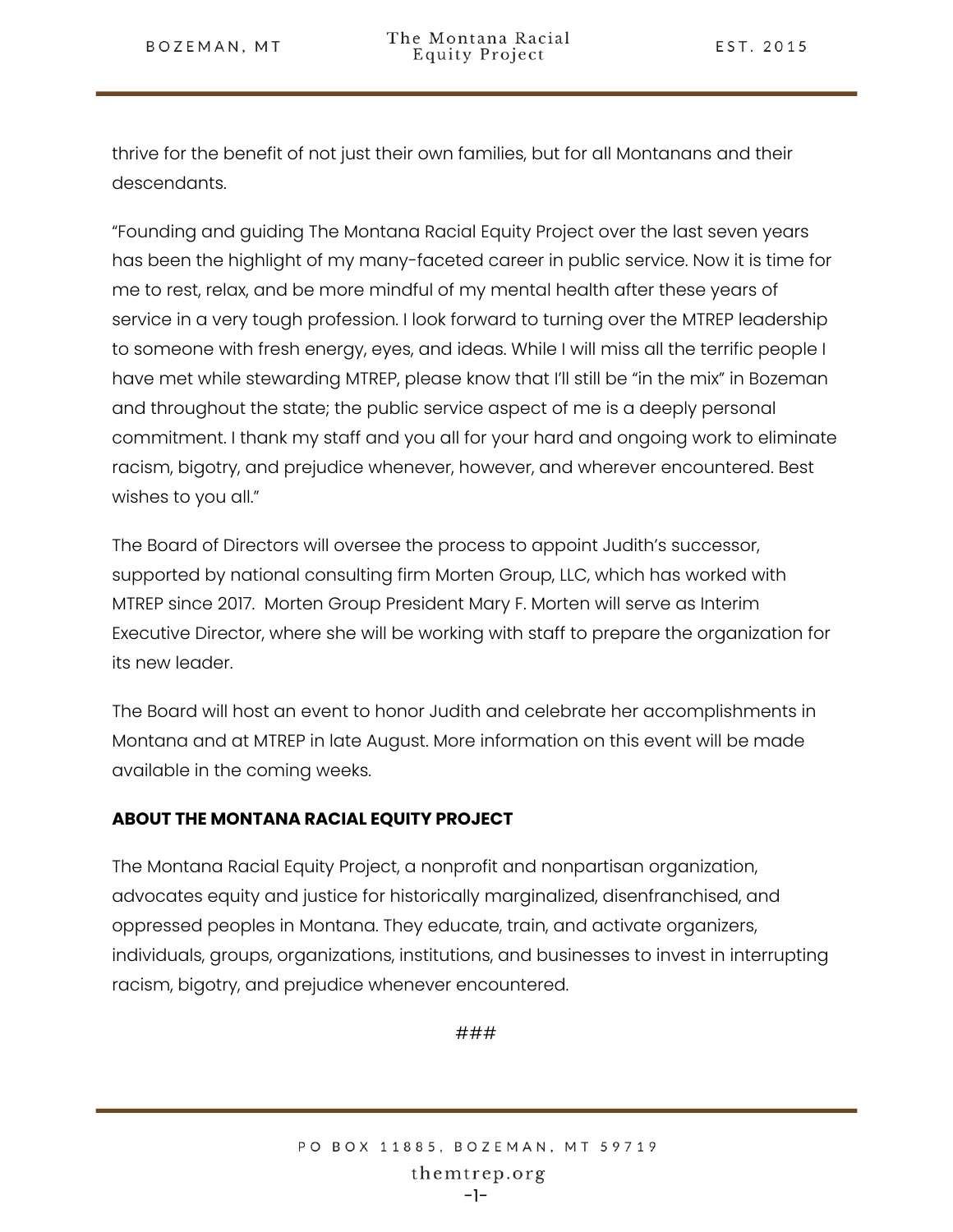thrive for the benefit of not just their own families, but for all Montanans and their descendants.

"Founding and guiding The Montana Racial Equity Project over the last seven years has been the highlight of my many-faceted career in public service. Now it is time for me to rest, relax, and be more mindful of my mental health after these years of service in a very tough profession. I look forward to turning over the MTREP leadership to someone with fresh energy, eyes, and ideas. While I will miss all the terrific people I have met while stewarding MTREP, please know that I'll still be "in the mix" in Bozeman and throughout the state; the public service aspect of me is a deeply personal commitment. I thank my staff and you all for your hard and ongoing work to eliminate racism, bigotry, and prejudice whenever, however, and wherever encountered. Best wishes to you all."

The Board of Directors will oversee the process to appoint Judith's successor, supported by national consulting firm Morten Group, LLC, which has worked with MTREP since 2017. Morten Group President Mary F. Morten will serve as Interim Executive Director, where she will be working with staff to prepare the organization for its new leader.

The Board will host an event to honor Judith and celebrate her accomplishments in Montana and at MTREP in late August. More information on this event will be made available in the coming weeks.

**ABOUT THE MONTANA RACIAL EQUITY PROJECT**

The Montana Racial Equity Project, a nonprofit and nonpartisan organization, advocates equity and justice for historically marginalized, disenfranchised, and oppressed peoples in Montana. They educate, train, and activate organizers, individuals, groups, organizations, institutions, and businesses to invest in interrupting racism, bigotry, and prejudice whenever encountered.

###

PO BOX 11885, BOZEMAN, MT 59719

themtrep.org